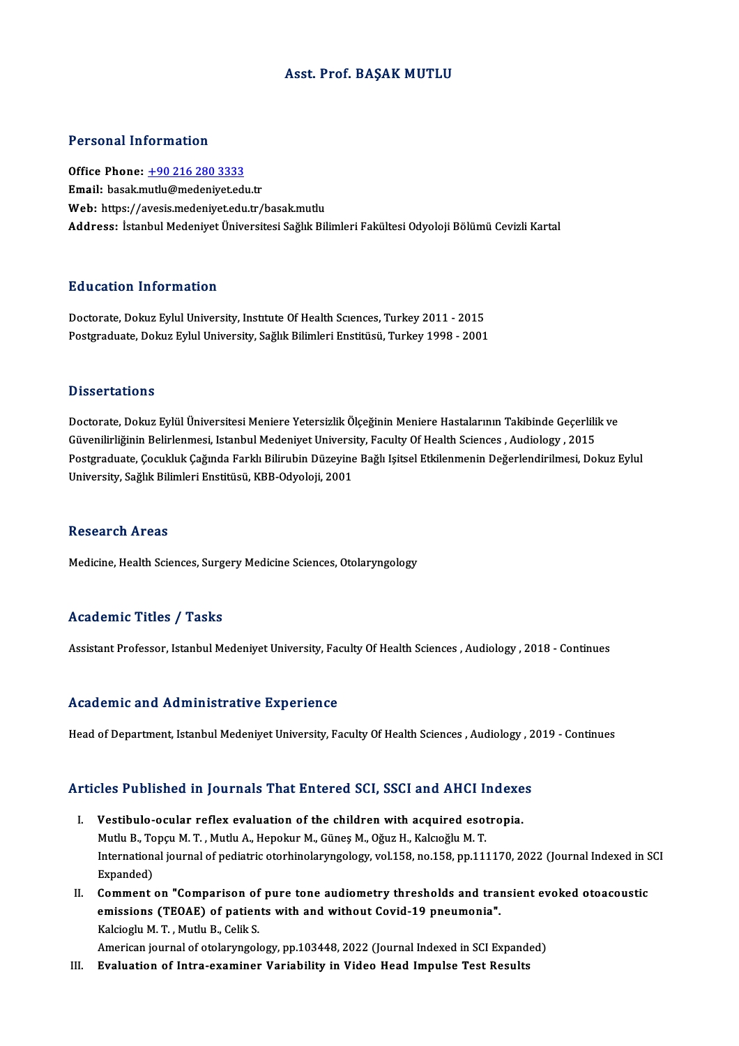# Asst. Prof. BAŞAK MUTLU

## Personal Information

**Office Phone:** +90 216 280 3333
**Email:** basak.mutlu@medeniyet.edu.tr
**Web:** https://avesis.medeniyet.edu.tr/basak.mutlu
**Address:** İstanbul Medeniyet Üniversitesi Sağlık Bilimleri Fakültesi Odyoloji Bölümü Cevizli Kartal

## Education Information

Doctorate, Dokuz Eylul University, Institute Of Health Sciences, Turkey 2011 - 2015
Postgraduate, Dokuz Eylul University, Sağlık Bilimleri Enstitüsü, Turkey 1998 - 2001

## Dissertations

Doctorate, Dokuz Eylül Üniversitesi Meniere Yetersizlik Ölçeğinin Meniere Hastalarının Takibinde Geçerlilik ve Güvenilirliğinin Belirlenmesi, Istanbul Medeniyet University, Faculty Of Health Sciences , Audiology , 2015
Postgraduate, Çocukluk Çağında Farklı Bilirubin Düzeyine Bağlı Işitsel Etkilenmenin Değerlendirilmesi, Dokuz Eylul University, Sağlık Bilimleri Enstitüsü, KBB-Odyoloji, 2001

## Research Areas

Medicine, Health Sciences, Surgery Medicine Sciences, Otolaryngology

## Academic Titles / Tasks

Assistant Professor, Istanbul Medeniyet University, Faculty Of Health Sciences , Audiology , 2018 - Continues

## Academic and Administrative Experience

Head of Department, Istanbul Medeniyet University, Faculty Of Health Sciences , Audiology , 2019 - Continues

## Articles Published in Journals That Entered SCI, SSCI and AHCI Indexes

I. **Vestibulo-ocular reflex evaluation of the children with acquired esotropia.**
Mutlu B., Topçu M. T. , Mutlu A., Hepokur M., Güneş M., Oğuz H., Kalcıoğlu M. T.
International journal of pediatric otorhinolaryngology, vol.158, no.158, pp.111170, 2022 (Journal Indexed in SCI Expanded)

II. **Comment on "Comparison of pure tone audiometry thresholds and transient evoked otoacoustic emissions (TEOAE) of patients with and without Covid-19 pneumonia".**
Kalcioglu M. T. , Mutlu B., Celik S.
American journal of otolaryngology, pp.103448, 2022 (Journal Indexed in SCI Expanded)

III. **Evaluation of Intra-examiner Variability in Video Head Impulse Test Results**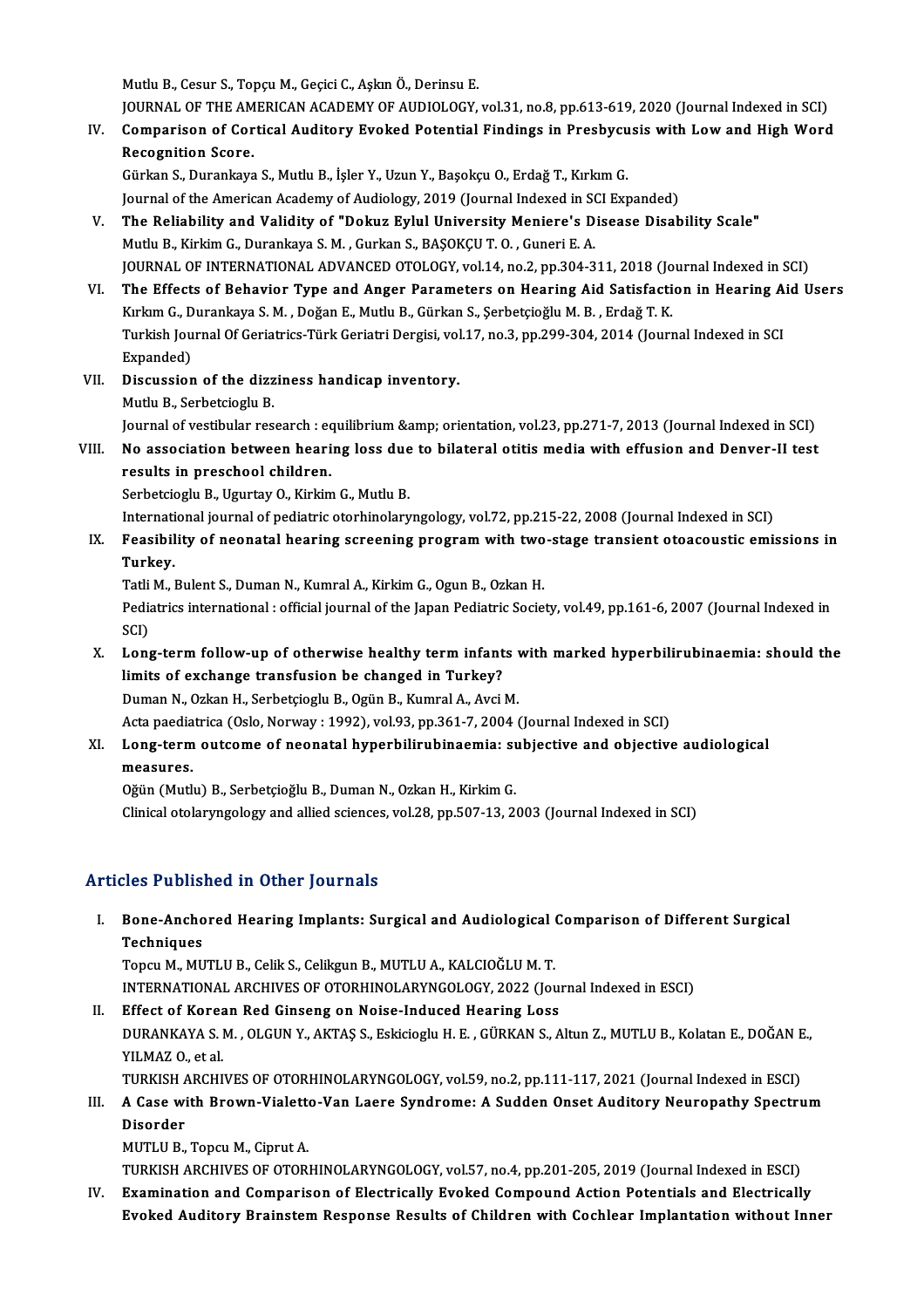Mutlu B., Cesur S., Topçu M., Geçici C., Aşkın Ö., Derinsu E.
JOURNAL OF THE AMERICAN ACADEMY OF AUDIOLOGY, vol.31, no.8, pp.613-619, 2020 (Journal Indexed in SCI)

IV. **Comparison of Cortical Auditory Evoked Potential Findings in Presbycusis with Low and High Word Recognition Score.**
Gürkan S., Durankaya S., Mutlu B., İşler Y., Uzun Y., Başokçu O., Erdağ T., Kırkım G.
Journal of the American Academy of Audiology, 2019 (Journal Indexed in SCI Expanded)

V. **The Reliability and Validity of "Dokuz Eylul University Meniere's Disease Disability Scale"**
Mutlu B., Kirkim G., Durankaya S. M. , Gurkan S., BAŞOKÇU T. O. , Guneri E. A.
JOURNAL OF INTERNATIONAL ADVANCED OTOLOGY, vol.14, no.2, pp.304-311, 2018 (Journal Indexed in SCI)

VI. **The Effects of Behavior Type and Anger Parameters on Hearing Aid Satisfaction in Hearing Aid Users**
Kırkım G., Durankaya S. M. , Doğan E., Mutlu B., Gürkan S., Şerbetçioğlu M. B. , Erdağ T. K.
Turkish Journal Of Geriatrics-Türk Geriatri Dergisi, vol.17, no.3, pp.299-304, 2014 (Journal Indexed in SCI Expanded)

VII. **Discussion of the dizziness handicap inventory.**
Mutlu B., Serbetcioglu B.
Journal of vestibular research : equilibrium &amp; orientation, vol.23, pp.271-7, 2013 (Journal Indexed in SCI)

VIII. **No association between hearing loss due to bilateral otitis media with effusion and Denver-II test results in preschool children.**
Serbetcioglu B., Ugurtay O., Kirkim G., Mutlu B.
International journal of pediatric otorhinolaryngology, vol.72, pp.215-22, 2008 (Journal Indexed in SCI)

IX. **Feasibility of neonatal hearing screening program with two-stage transient otoacoustic emissions in Turkey.**
Tatli M., Bulent S., Duman N., Kumral A., Kirkim G., Ogun B., Ozkan H.
Pediatrics international : official journal of the Japan Pediatric Society, vol.49, pp.161-6, 2007 (Journal Indexed in SCI)

X. **Long-term follow-up of otherwise healthy term infants with marked hyperbilirubinaemia: should the limits of exchange transfusion be changed in Turkey?**
Duman N., Ozkan H., Serbetçioglu B., Ogün B., Kumral A., Avci M.
Acta paediatrica (Oslo, Norway : 1992), vol.93, pp.361-7, 2004 (Journal Indexed in SCI)

XI. **Long-term outcome of neonatal hyperbilirubinaemia: subjective and objective audiological measures.**
Oğün (Mutlu) B., Serbetçioğlu B., Duman N., Ozkan H., Kirkim G.
Clinical otolaryngology and allied sciences, vol.28, pp.507-13, 2003 (Journal Indexed in SCI)

## Articles Published in Other Journals

I. **Bone-Anchored Hearing Implants: Surgical and Audiological Comparison of Different Surgical Techniques**
Topcu M., MUTLU B., Celik S., Celikgun B., MUTLU A., KALCIOĞLU M. T.
INTERNATIONAL ARCHIVES OF OTORHINOLARYNGOLOGY, 2022 (Journal Indexed in ESCI)

II. **Effect of Korean Red Ginseng on Noise-Induced Hearing Loss**
DURANKAYA S. M. , OLGUN Y., AKTAŞ S., Eskicioglu H. E. , GÜRKAN S., Altun Z., MUTLU B., Kolatan E., DOĞAN E., YILMAZ O., et al.
TURKISH ARCHIVES OF OTORHINOLARYNGOLOGY, vol.59, no.2, pp.111-117, 2021 (Journal Indexed in ESCI)

III. **A Case with Brown-Vialetto-Van Laere Syndrome: A Sudden Onset Auditory Neuropathy Spectrum Disorder**
MUTLU B., Topcu M., Ciprut A.
TURKISH ARCHIVES OF OTORHINOLARYNGOLOGY, vol.57, no.4, pp.201-205, 2019 (Journal Indexed in ESCI)

IV. **Examination and Comparison of Electrically Evoked Compound Action Potentials and Electrically Evoked Auditory Brainstem Response Results of Children with Cochlear Implantation without Inner**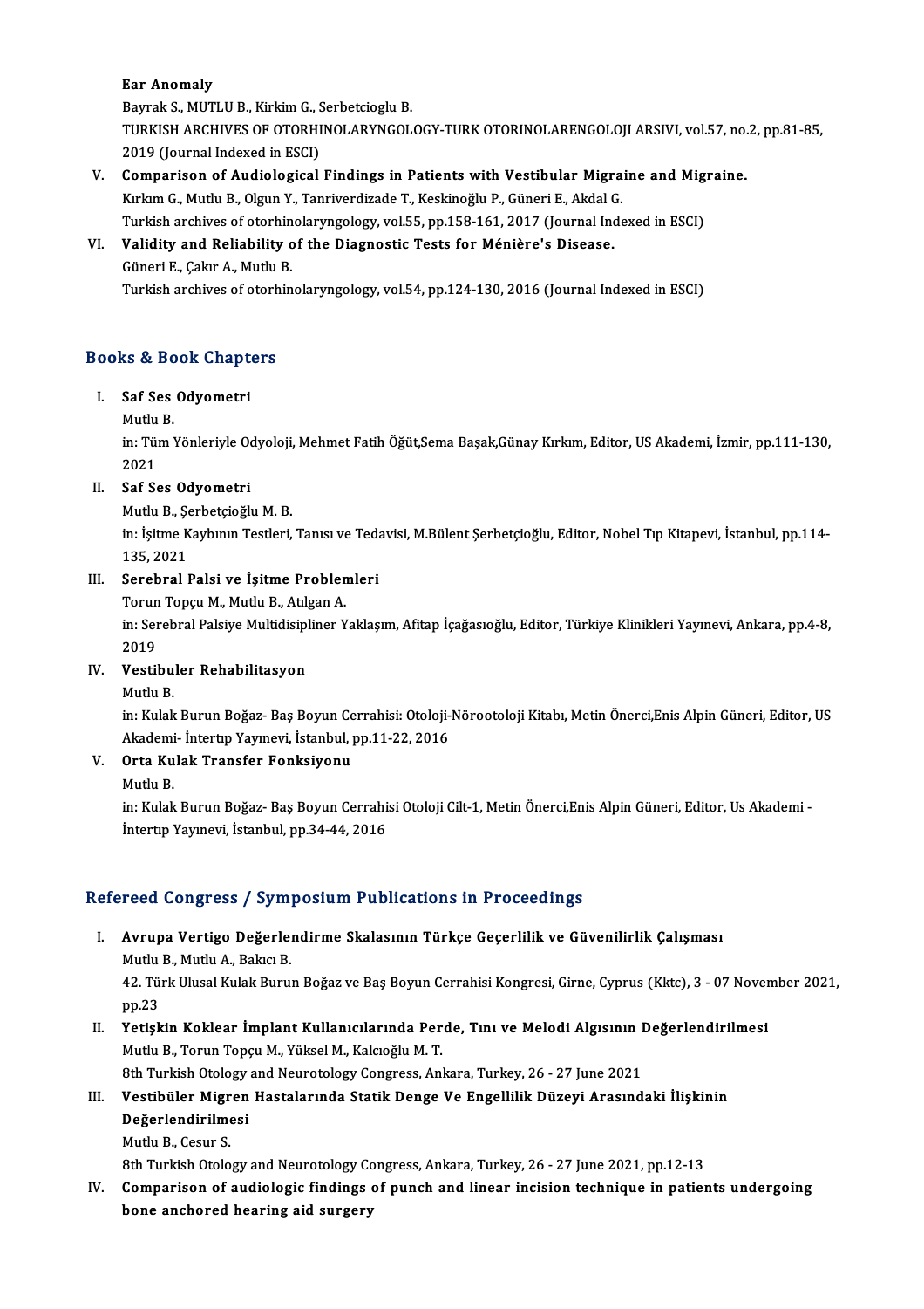**Ear Anomaly**
Bayrak S., MUTLU B., Kirkim G., Serbetcioglu B.
TURKISH ARCHIVES OF OTORHINOLARYNGOLOGY-TURK OTORINOLARENGOLOJI ARSIVI, vol.57, no.2, pp.81-85, 2019 (Journal Indexed in ESCI)

V. **Comparison of Audiological Findings in Patients with Vestibular Migraine and Migraine.**
Kırkım G., Mutlu B., Olgun Y., Tanriverdizade T., Keskinoğlu P., Güneri E., Akdal G.
Turkish archives of otorhinolaryngology, vol.55, pp.158-161, 2017 (Journal Indexed in ESCI)

VI. **Validity and Reliability of the Diagnostic Tests for Ménière's Disease.**
Güneri E., Çakır A., Mutlu B.
Turkish archives of otorhinolaryngology, vol.54, pp.124-130, 2016 (Journal Indexed in ESCI)

## Books & Book Chapters

I. **Saf Ses Odyometri**
Mutlu B.
in: Tüm Yönleriyle Odyoloji, Mehmet Fatih Öğüt,Sema Başak,Günay Kırkım, Editor, US Akademi, İzmir, pp.111-130, 2021

II. **Saf Ses Odyometri**
Mutlu B., Şerbetçioğlu M. B.
in: İşitme Kaybının Testleri, Tanısı ve Tedavisi, M.Bülent Şerbetçioğlu, Editor, Nobel Tıp Kitapevi, İstanbul, pp.114-135, 2021

III. **Serebral Palsi ve İşitme Problemleri**
Torun Topçu M., Mutlu B., Atılgan A.
in: Serebral Palsiye Multidisipliner Yaklaşım, Afitap İçağasıoğlu, Editor, Türkiye Klinikleri Yayınevi, Ankara, pp.4-8, 2019

IV. **Vestibuler Rehabilitasyon**
Mutlu B.
in: Kulak Burun Boğaz- Baş Boyun Cerrahisi: Otoloji-Nörootoloji Kitabı, Metin Önerci,Enis Alpin Güneri, Editor, US Akademi- İntertıp Yayınevi, İstanbul, pp.11-22, 2016

V. **Orta Kulak Transfer Fonksiyonu**
Mutlu B.
in: Kulak Burun Boğaz- Baş Boyun Cerrahisi Otoloji Cilt-1, Metin Önerci,Enis Alpin Güneri, Editor, Us Akademi - İntertıp Yayınevi, İstanbul, pp.34-44, 2016

## Refereed Congress / Symposium Publications in Proceedings

I. **Avrupa Vertigo Değerlendirme Skalasının Türkçe Geçerlilik ve Güvenilirlik Çalışması**
Mutlu B., Mutlu A., Bakıcı B.
42. Türk Ulusal Kulak Burun Boğaz ve Baş Boyun Cerrahisi Kongresi, Girne, Cyprus (Kktc), 3 - 07 November 2021, pp.23

II. **Yetişkin Koklear İmplant Kullanıcılarında Perde, Tını ve Melodi Algısının Değerlendirilmesi**
Mutlu B., Torun Topçu M., Yüksel M., Kalcıoğlu M. T.
8th Turkish Otology and Neurotology Congress, Ankara, Turkey, 26 - 27 June 2021

III. **Vestibüler Migren Hastalarında Statik Denge Ve Engellilik Düzeyi Arasındaki İlişkinin Değerlendirilmesi**
Mutlu B., Cesur S.
8th Turkish Otology and Neurotology Congress, Ankara, Turkey, 26 - 27 June 2021, pp.12-13

IV. **Comparison of audiologic findings of punch and linear incision technique in patients undergoing bone anchored hearing aid surgery**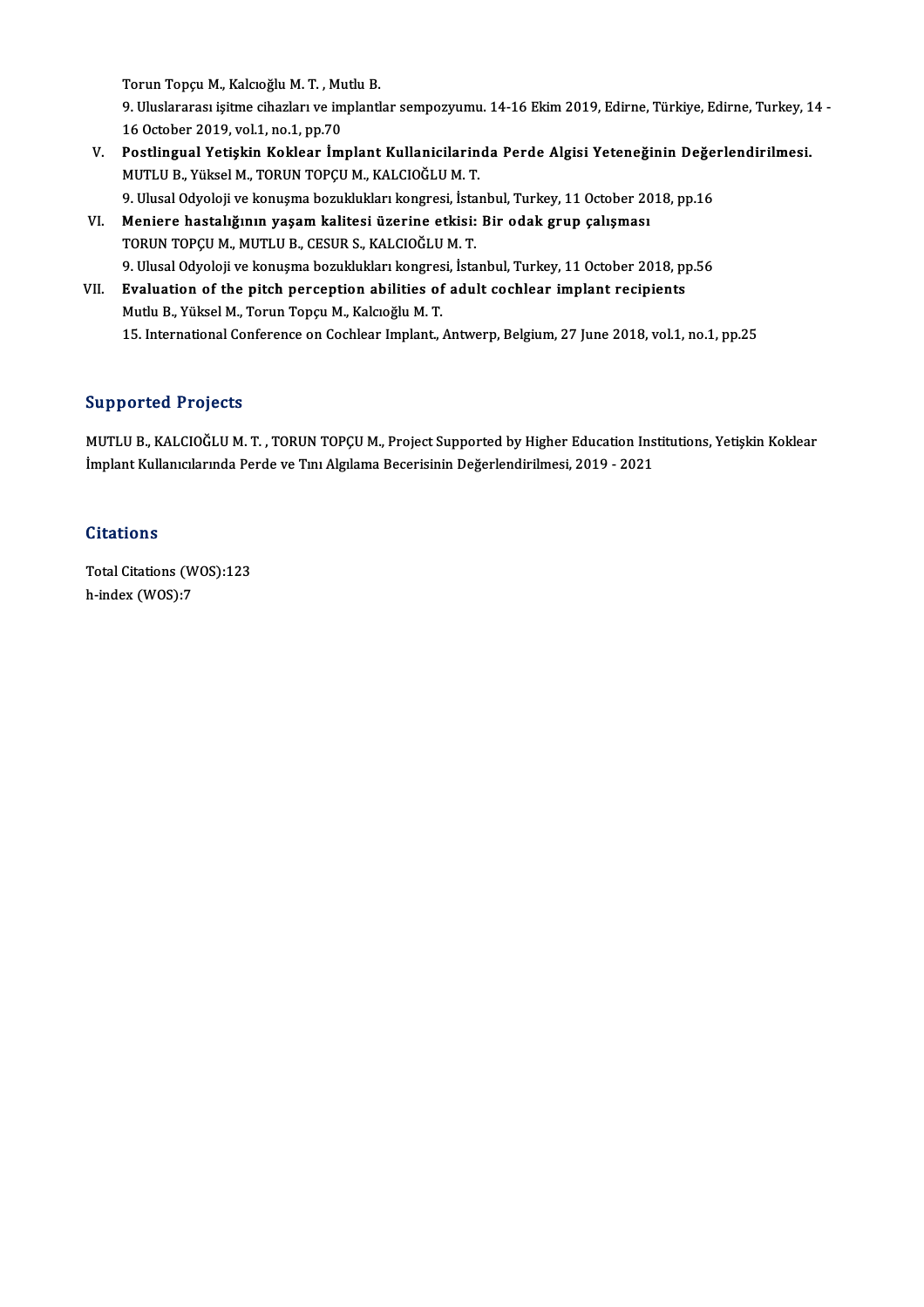Torun Topçu M., Kalcıoğlu M. T. , Mutlu B.
9. Uluslararası işitme cihazları ve implantlar sempozyumu. 14-16 Ekim 2019, Edirne, Türkiye, Edirne, Turkey, 14 - 16 October 2019, vol.1, no.1, pp.70

V. **Postlingual Yetişkin Koklear İmplant Kullanicilarinda Perde Algisi Yeteneğinin Değerlendirilmesi.**
MUTLU B., Yüksel M., TORUN TOPÇU M., KALCIOĞLU M. T.
9. Ulusal Odyoloji ve konuşma bozuklukları kongresi, İstanbul, Turkey, 11 October 2018, pp.16

VI. **Meniere hastalığının yaşam kalitesi üzerine etkisi: Bir odak grup çalışması**
TORUN TOPÇU M., MUTLU B., CESUR S., KALCIOĞLU M. T.
9. Ulusal Odyoloji ve konuşma bozuklukları kongresi, İstanbul, Turkey, 11 October 2018, pp.56

VII. **Evaluation of the pitch perception abilities of adult cochlear implant recipients**
Mutlu B., Yüksel M., Torun Topçu M., Kalcıoğlu M. T.
15. International Conference on Cochlear Implant., Antwerp, Belgium, 27 June 2018, vol.1, no.1, pp.25

## Supported Projects

MUTLU B., KALCIOĞLU M. T. , TORUN TOPÇU M., Project Supported by Higher Education Institutions, Yetişkin Koklear İmplant Kullanıcılarında Perde ve Tını Algılama Becerisinin Değerlendirilmesi, 2019 - 2021

## Citations

Total Citations (WOS):123
h-index (WOS):7